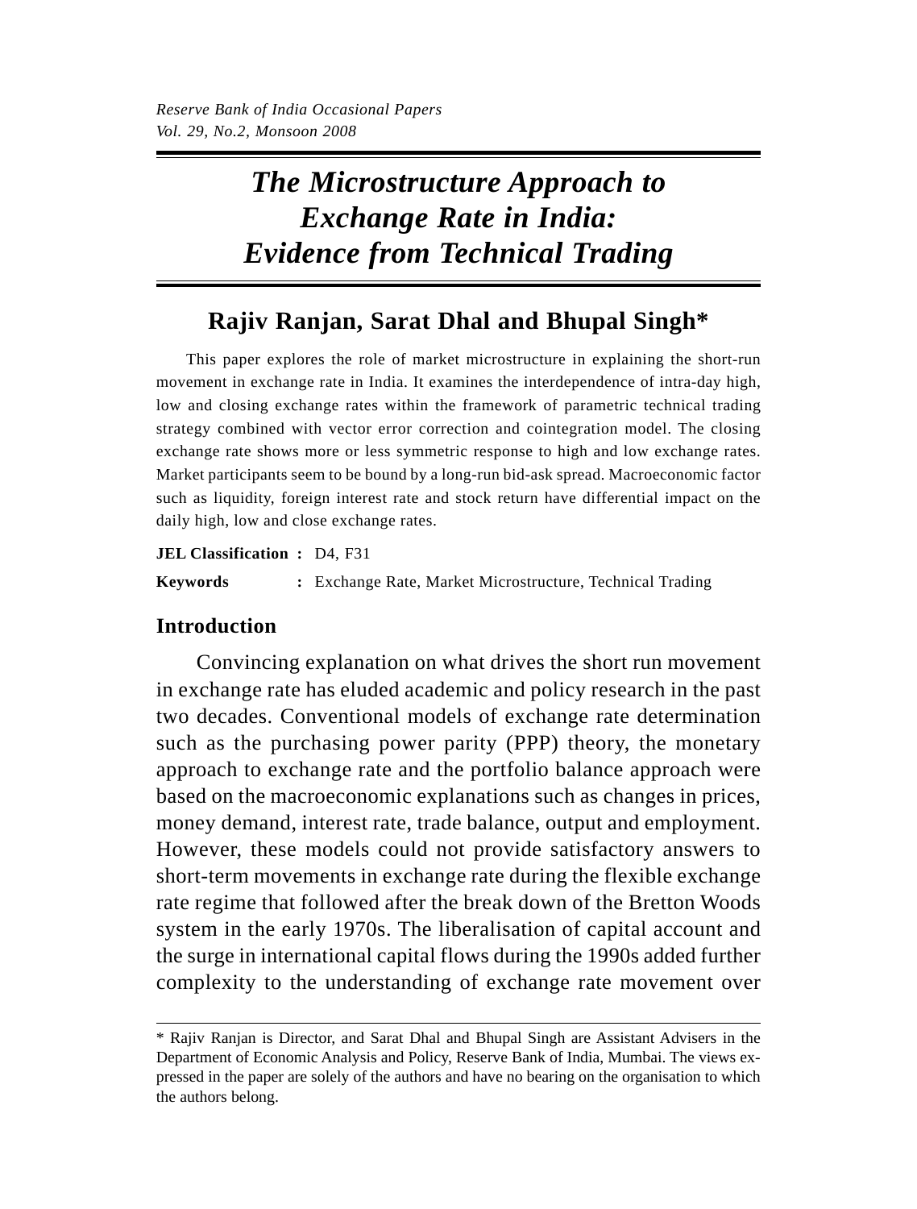# The Microstructure Approach to Exchange Rate in India: Evidence from Technical Trading

## Rajiv Ranjan, Sarat Dhal and Bhupal Singh*

This paper explores the role of market microstructure in explaining the short-run movement in exchange rate in India. It examines the interdependence of intra-day high, low and closing exchange rates within the framework of parametric technical trading strategy combined with vector error correction and cointegration model. The closing exchange rate shows more or less symmetric response to high and low exchange rates. Market participants seem to be bound by a long-run bid-ask spread. Macroeconomic factor such as liquidity, foreign interest rate and stock return have differential impact on the daily high, low and close exchange rates.

**JEL Classification :** D4, F31

**Keywords :** Exchange Rate, Market Microstructure, Technical Trading

## Introduction

Convincing explanation on what drives the short run movement in exchange rate has eluded academic and policy research in the past two decades. Conventional models of exchange rate determination such as the purchasing power parity (PPP) theory, the monetary approach to exchange rate and the portfolio balance approach were based on the macroeconomic explanations such as changes in prices, money demand, interest rate, trade balance, output and employment. However, these models could not provide satisfactory answers to short-term movements in exchange rate during the flexible exchange rate regime that followed after the break down of the Bretton Woods system in the early 1970s. The liberalisation of capital account and the surge in international capital flows during the 1990s added further complexity to the understanding of exchange rate movement over

---

* Rajiv Ranjan is Director, and Sarat Dhal and Bhupal Singh are Assistant Advisers in the Department of Economic Analysis and Policy, Reserve Bank of India, Mumbai. The views expressed in the paper are solely of the authors and have no bearing on the organisation to which the authors belong.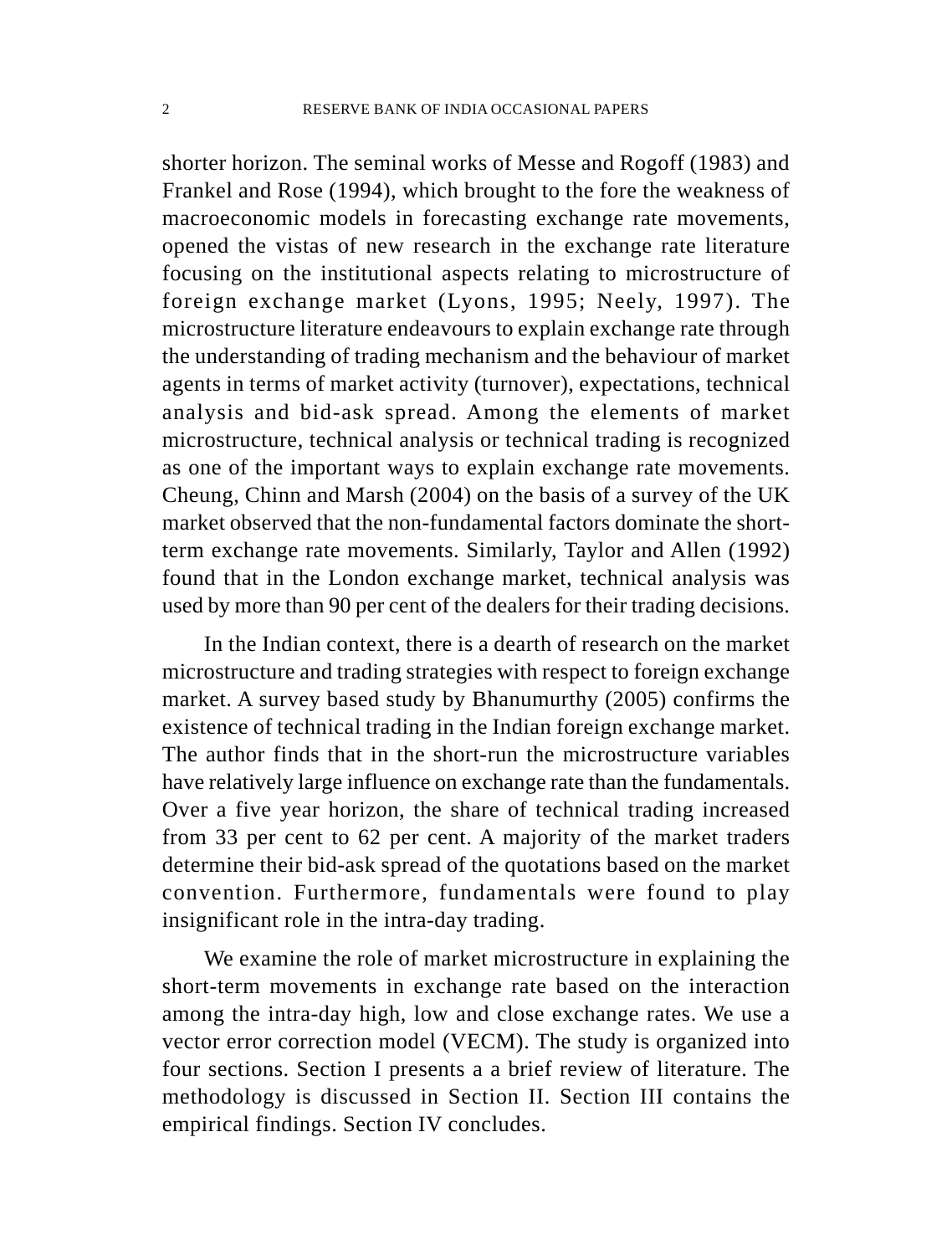shorter horizon. The seminal works of Messe and Rogoff (1983) and Frankel and Rose (1994), which brought to the fore the weakness of macroeconomic models in forecasting exchange rate movements, opened the vistas of new research in the exchange rate literature focusing on the institutional aspects relating to microstructure of foreign exchange market (Lyons, 1995; Neely, 1997). The microstructure literature endeavours to explain exchange rate through the understanding of trading mechanism and the behaviour of market agents in terms of market activity (turnover), expectations, technical analysis and bid-ask spread. Among the elements of market microstructure, technical analysis or technical trading is recognized as one of the important ways to explain exchange rate movements. Cheung, Chinn and Marsh (2004) on the basis of a survey of the UK market observed that the non-fundamental factors dominate the short-term exchange rate movements. Similarly, Taylor and Allen (1992) found that in the London exchange market, technical analysis was used by more than 90 per cent of the dealers for their trading decisions.

In the Indian context, there is a dearth of research on the market microstructure and trading strategies with respect to foreign exchange market. A survey based study by Bhanumurthy (2005) confirms the existence of technical trading in the Indian foreign exchange market. The author finds that in the short-run the microstructure variables have relatively large influence on exchange rate than the fundamentals. Over a five year horizon, the share of technical trading increased from 33 per cent to 62 per cent. A majority of the market traders determine their bid-ask spread of the quotations based on the market convention. Furthermore, fundamentals were found to play insignificant role in the intra-day trading.

We examine the role of market microstructure in explaining the short-term movements in exchange rate based on the interaction among the intra-day high, low and close exchange rates. We use a vector error correction model (VECM). The study is organized into four sections. Section I presents a a brief review of literature. The methodology is discussed in Section II. Section III contains the empirical findings. Section IV concludes.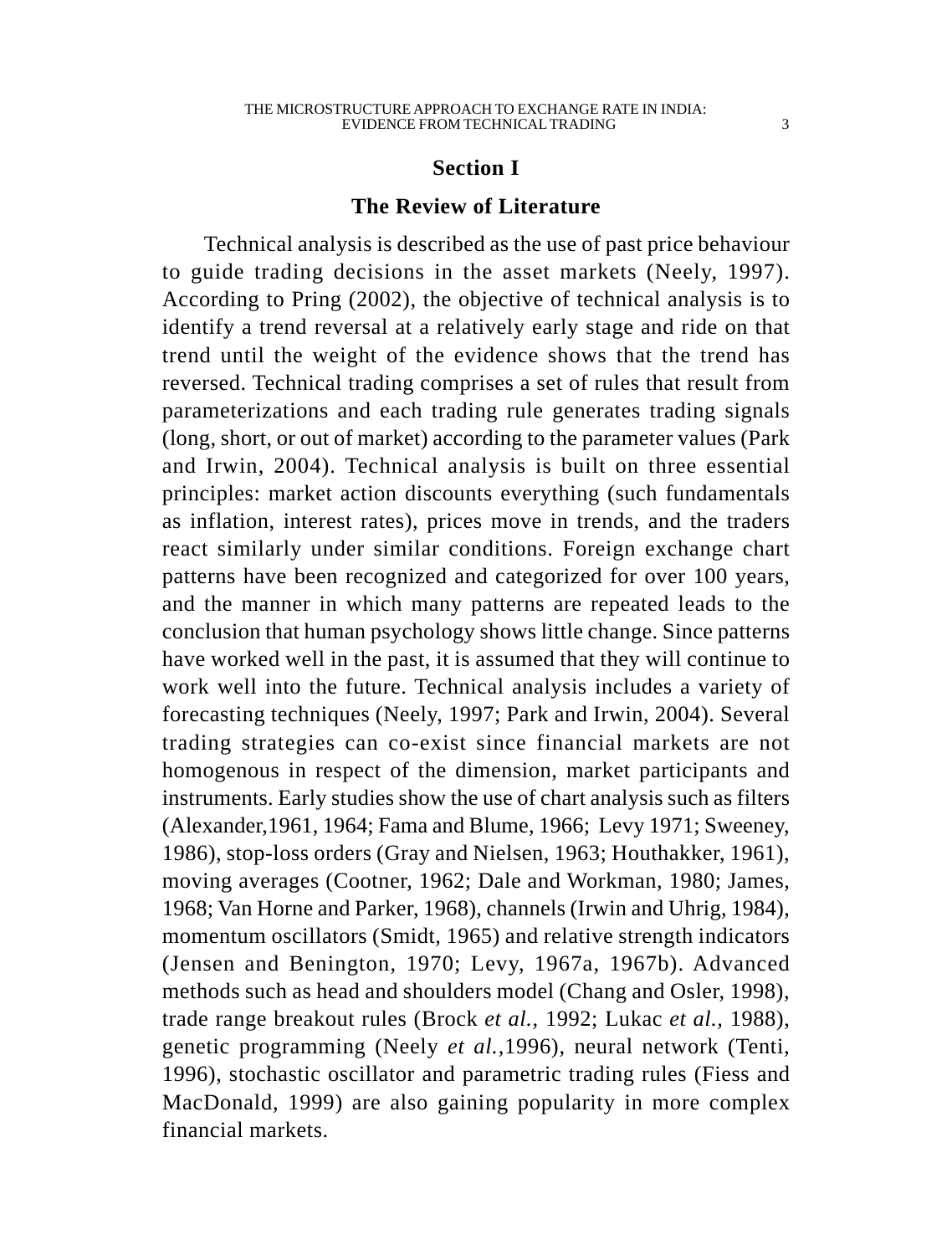## Section I

## The Review of Literature

Technical analysis is described as the use of past price behaviour to guide trading decisions in the asset markets (Neely, 1997). According to Pring (2002), the objective of technical analysis is to identify a trend reversal at a relatively early stage and ride on that trend until the weight of the evidence shows that the trend has reversed. Technical trading comprises a set of rules that result from parameterizations and each trading rule generates trading signals (long, short, or out of market) according to the parameter values (Park and Irwin, 2004). Technical analysis is built on three essential principles: market action discounts everything (such fundamentals as inflation, interest rates), prices move in trends, and the traders react similarly under similar conditions. Foreign exchange chart patterns have been recognized and categorized for over 100 years, and the manner in which many patterns are repeated leads to the conclusion that human psychology shows little change. Since patterns have worked well in the past, it is assumed that they will continue to work well into the future. Technical analysis includes a variety of forecasting techniques (Neely, 1997; Park and Irwin, 2004). Several trading strategies can co-exist since financial markets are not homogenous in respect of the dimension, market participants and instruments. Early studies show the use of chart analysis such as filters (Alexander,1961, 1964; Fama and Blume, 1966; Levy 1971; Sweeney, 1986), stop-loss orders (Gray and Nielsen, 1963; Houthakker, 1961), moving averages (Cootner, 1962; Dale and Workman, 1980; James, 1968; Van Horne and Parker, 1968), channels (Irwin and Uhrig, 1984), momentum oscillators (Smidt, 1965) and relative strength indicators (Jensen and Benington, 1970; Levy, 1967a, 1967b). Advanced methods such as head and shoulders model (Chang and Osler, 1998), trade range breakout rules (Brock *et al.,* 1992; Lukac *et al.,* 1988), genetic programming (Neely *et al.,*1996), neural network (Tenti, 1996), stochastic oscillator and parametric trading rules (Fiess and MacDonald, 1999) are also gaining popularity in more complex financial markets.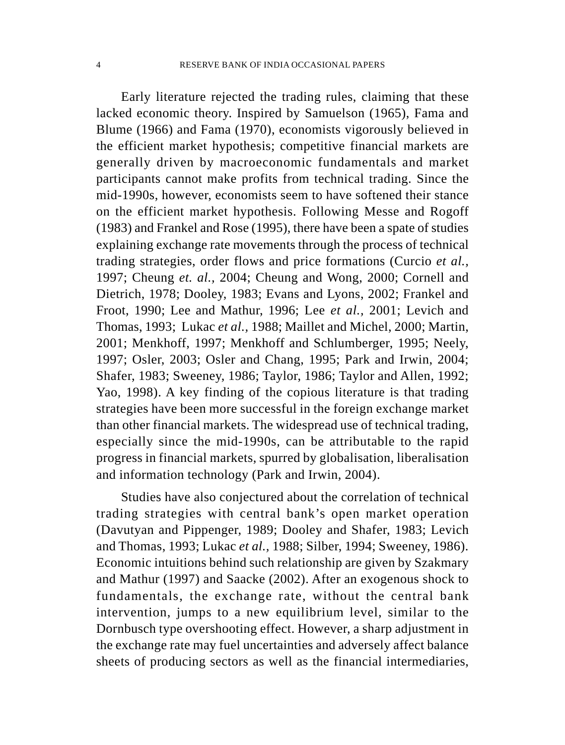Early literature rejected the trading rules, claiming that these lacked economic theory. Inspired by Samuelson (1965), Fama and Blume (1966) and Fama (1970), economists vigorously believed in the efficient market hypothesis; competitive financial markets are generally driven by macroeconomic fundamentals and market participants cannot make profits from technical trading. Since the mid-1990s, however, economists seem to have softened their stance on the efficient market hypothesis. Following Messe and Rogoff (1983) and Frankel and Rose (1995), there have been a spate of studies explaining exchange rate movements through the process of technical trading strategies, order flows and price formations (Curcio *et al.,* 1997; Cheung *et. al.,* 2004; Cheung and Wong, 2000; Cornell and Dietrich, 1978; Dooley, 1983; Evans and Lyons, 2002; Frankel and Froot, 1990; Lee and Mathur, 1996; Lee *et al.,* 2001; Levich and Thomas, 1993; Lukac *et al.,* 1988; Maillet and Michel, 2000; Martin, 2001; Menkhoff, 1997; Menkhoff and Schlumberger, 1995; Neely, 1997; Osler, 2003; Osler and Chang, 1995; Park and Irwin, 2004; Shafer, 1983; Sweeney, 1986; Taylor, 1986; Taylor and Allen, 1992; Yao, 1998). A key finding of the copious literature is that trading strategies have been more successful in the foreign exchange market than other financial markets. The widespread use of technical trading, especially since the mid-1990s, can be attributable to the rapid progress in financial markets, spurred by globalisation, liberalisation and information technology (Park and Irwin, 2004).

Studies have also conjectured about the correlation of technical trading strategies with central bank's open market operation (Davutyan and Pippenger, 1989; Dooley and Shafer, 1983; Levich and Thomas, 1993; Lukac *et al.,* 1988; Silber, 1994; Sweeney, 1986). Economic intuitions behind such relationship are given by Szakmary and Mathur (1997) and Saacke (2002). After an exogenous shock to fundamentals, the exchange rate, without the central bank intervention, jumps to a new equilibrium level, similar to the Dornbusch type overshooting effect. However, a sharp adjustment in the exchange rate may fuel uncertainties and adversely affect balance sheets of producing sectors as well as the financial intermediaries,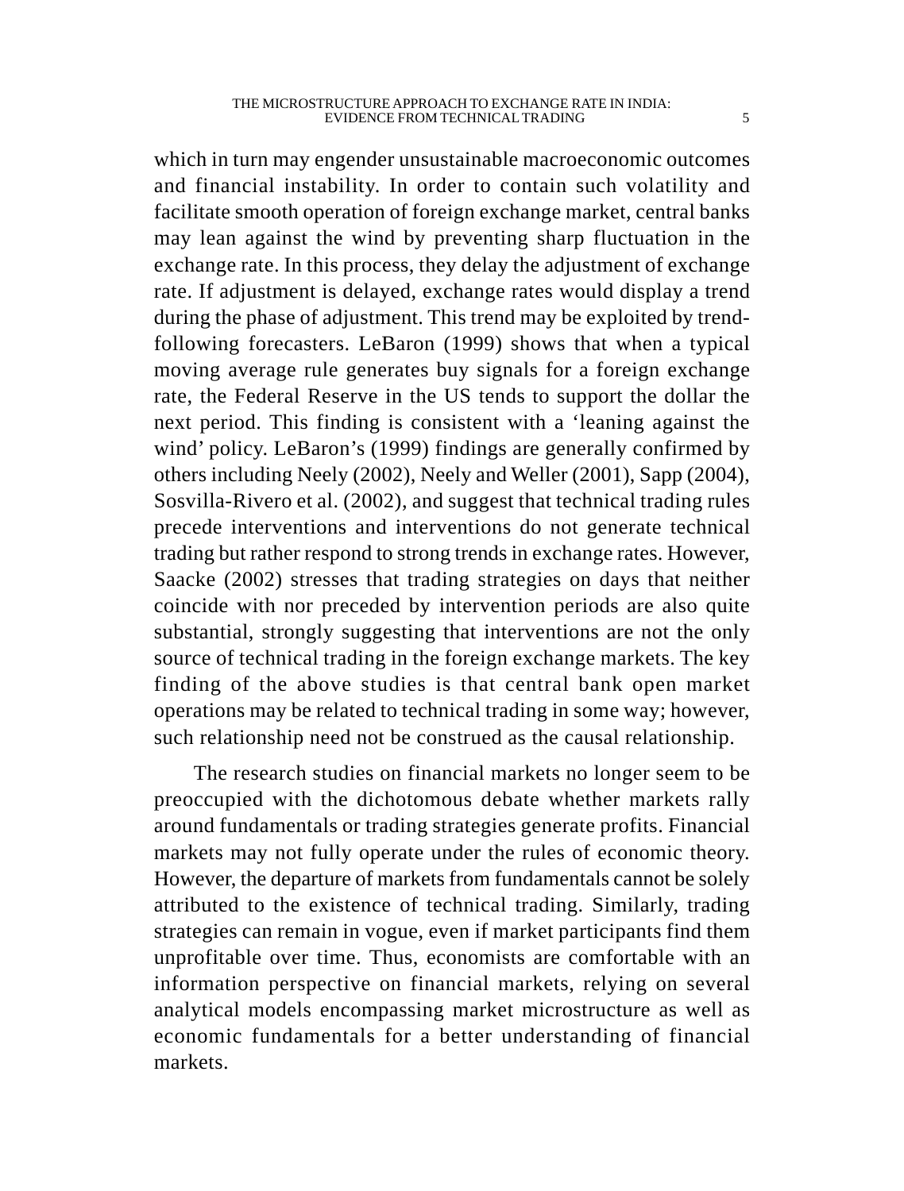which in turn may engender unsustainable macroeconomic outcomes and financial instability. In order to contain such volatility and facilitate smooth operation of foreign exchange market, central banks may lean against the wind by preventing sharp fluctuation in the exchange rate. In this process, they delay the adjustment of exchange rate. If adjustment is delayed, exchange rates would display a trend during the phase of adjustment. This trend may be exploited by trend-following forecasters. LeBaron (1999) shows that when a typical moving average rule generates buy signals for a foreign exchange rate, the Federal Reserve in the US tends to support the dollar the next period. This finding is consistent with a 'leaning against the wind' policy. LeBaron's (1999) findings are generally confirmed by others including Neely (2002), Neely and Weller (2001), Sapp (2004), Sosvilla-Rivero et al. (2002), and suggest that technical trading rules precede interventions and interventions do not generate technical trading but rather respond to strong trends in exchange rates. However, Saacke (2002) stresses that trading strategies on days that neither coincide with nor preceded by intervention periods are also quite substantial, strongly suggesting that interventions are not the only source of technical trading in the foreign exchange markets. The key finding of the above studies is that central bank open market operations may be related to technical trading in some way; however, such relationship need not be construed as the causal relationship.

The research studies on financial markets no longer seem to be preoccupied with the dichotomous debate whether markets rally around fundamentals or trading strategies generate profits. Financial markets may not fully operate under the rules of economic theory. However, the departure of markets from fundamentals cannot be solely attributed to the existence of technical trading. Similarly, trading strategies can remain in vogue, even if market participants find them unprofitable over time. Thus, economists are comfortable with an information perspective on financial markets, relying on several analytical models encompassing market microstructure as well as economic fundamentals for a better understanding of financial markets.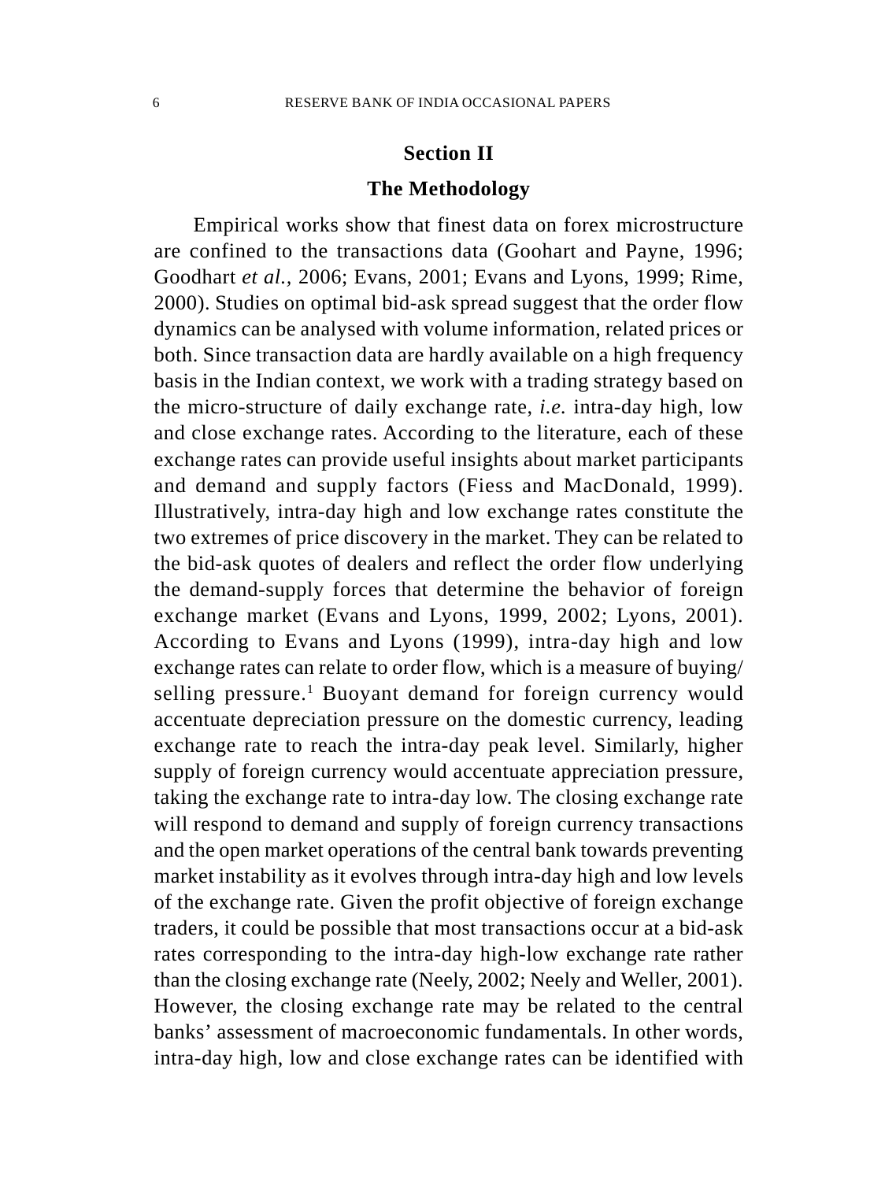## Section II

## The Methodology

Empirical works show that finest data on forex microstructure are confined to the transactions data (Goohart and Payne, 1996; Goodhart *et al.*, 2006; Evans, 2001; Evans and Lyons, 1999; Rime, 2000). Studies on optimal bid-ask spread suggest that the order flow dynamics can be analysed with volume information, related prices or both. Since transaction data are hardly available on a high frequency basis in the Indian context, we work with a trading strategy based on the micro-structure of daily exchange rate, *i.e.* intra-day high, low and close exchange rates. According to the literature, each of these exchange rates can provide useful insights about market participants and demand and supply factors (Fiess and MacDonald, 1999). Illustratively, intra-day high and low exchange rates constitute the two extremes of price discovery in the market. They can be related to the bid-ask quotes of dealers and reflect the order flow underlying the demand-supply forces that determine the behavior of foreign exchange market (Evans and Lyons, 1999, 2002; Lyons, 2001). According to Evans and Lyons (1999), intra-day high and low exchange rates can relate to order flow, which is a measure of buying/ selling pressure.[1] Buoyant demand for foreign currency would accentuate depreciation pressure on the domestic currency, leading exchange rate to reach the intra-day peak level. Similarly, higher supply of foreign currency would accentuate appreciation pressure, taking the exchange rate to intra-day low. The closing exchange rate will respond to demand and supply of foreign currency transactions and the open market operations of the central bank towards preventing market instability as it evolves through intra-day high and low levels of the exchange rate. Given the profit objective of foreign exchange traders, it could be possible that most transactions occur at a bid-ask rates corresponding to the intra-day high-low exchange rate rather than the closing exchange rate (Neely, 2002; Neely and Weller, 2001). However, the closing exchange rate may be related to the central banks' assessment of macroeconomic fundamentals. In other words, intra-day high, low and close exchange rates can be identified with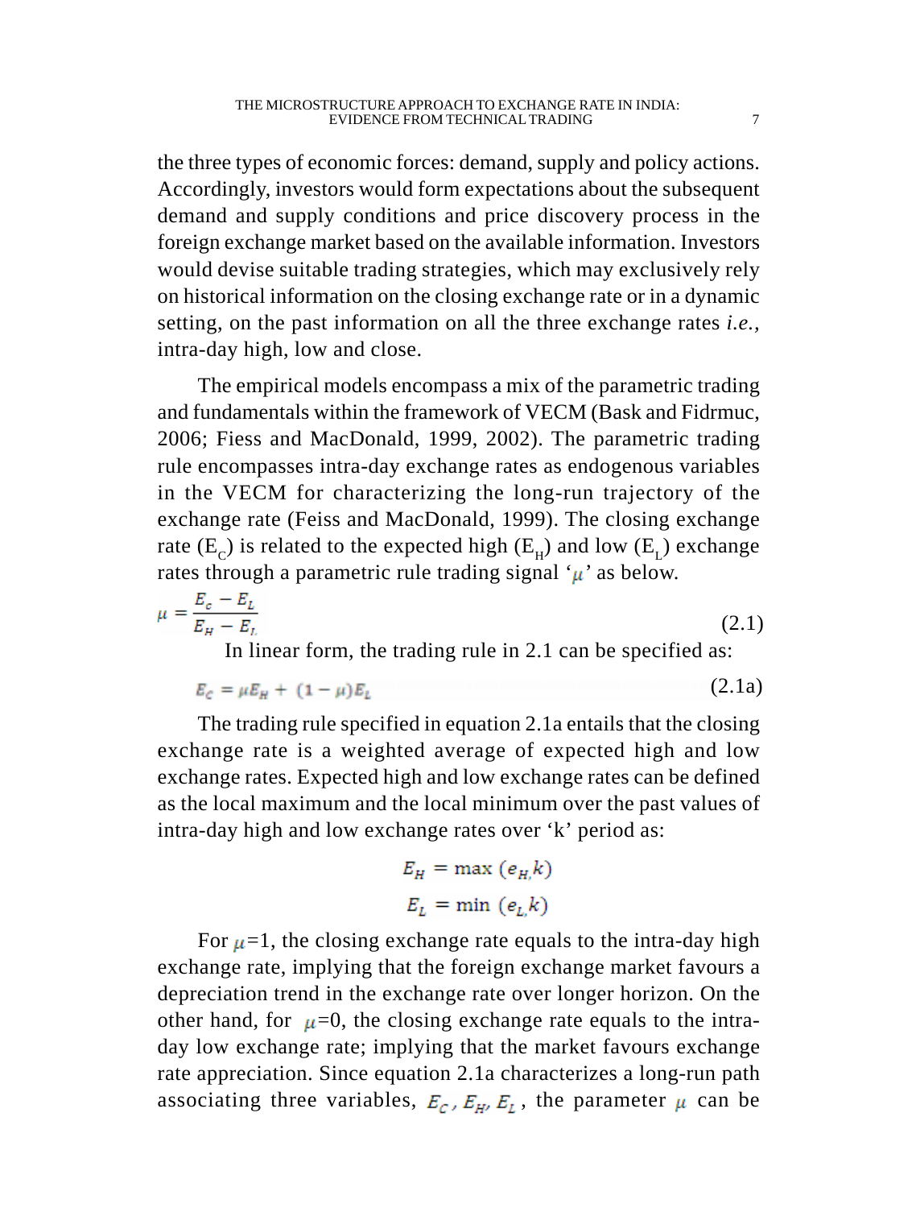the three types of economic forces: demand, supply and policy actions. Accordingly, investors would form expectations about the subsequent demand and supply conditions and price discovery process in the foreign exchange market based on the available information. Investors would devise suitable trading strategies, which may exclusively rely on historical information on the closing exchange rate or in a dynamic setting, on the past information on all the three exchange rates *i.e.*, intra-day high, low and close.

The empirical models encompass a mix of the parametric trading and fundamentals within the framework of VECM (Bask and Fidrmuc, 2006; Fiess and MacDonald, 1999, 2002). The parametric trading rule encompasses intra-day exchange rates as endogenous variables in the VECM for characterizing the long-run trajectory of the exchange rate (Feiss and MacDonald, 1999). The closing exchange rate ($E_C$) is related to the expected high ($E_H$) and low ($E_L$) exchange rates through a parametric rule trading signal '$\mu$' as below.

$$\mu = \frac{E_c - E_L}{E_H - E_L} \tag{2.1}$$

In linear form, the trading rule in 2.1 can be specified as:

$$E_C = \mu E_H + (1 - \mu)E_L \tag{2.1a}$$

The trading rule specified in equation 2.1a entails that the closing exchange rate is a weighted average of expected high and low exchange rates. Expected high and low exchange rates can be defined as the local maximum and the local minimum over the past values of intra-day high and low exchange rates over 'k' period as:

$$E_H = \max\,(e_{H,}k)$$

$$E_L = \min\,(e_{L,}k)$$

For $\mu$=1, the closing exchange rate equals to the intra-day high exchange rate, implying that the foreign exchange market favours a depreciation trend in the exchange rate over longer horizon. On the other hand, for $\mu$=0, the closing exchange rate equals to the intra-day low exchange rate; implying that the market favours exchange rate appreciation. Since equation 2.1a characterizes a long-run path associating three variables, $E_C, E_H, E_L$, the parameter $\mu$ can be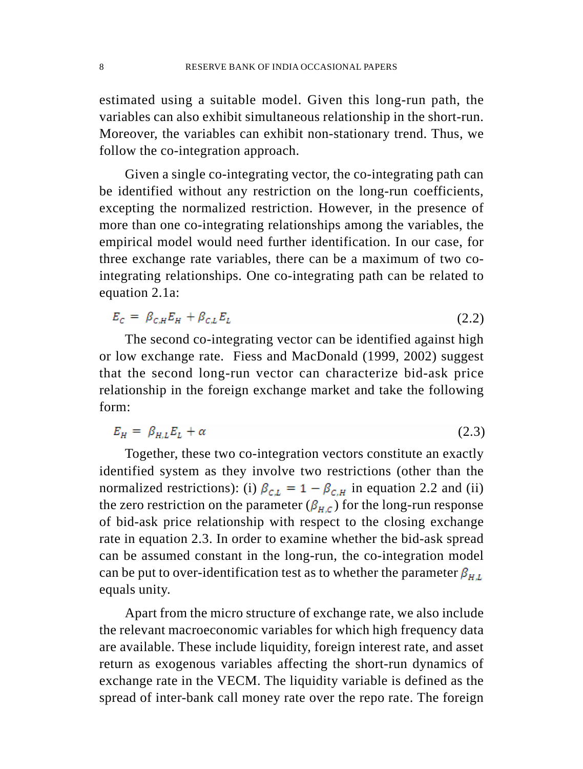estimated using a suitable model. Given this long-run path, the variables can also exhibit simultaneous relationship in the short-run. Moreover, the variables can exhibit non-stationary trend. Thus, we follow the co-integration approach.

Given a single co-integrating vector, the co-integrating path can be identified without any restriction on the long-run coefficients, excepting the normalized restriction. However, in the presence of more than one co-integrating relationships among the variables, the empirical model would need further identification. In our case, for three exchange rate variables, there can be a maximum of two co-integrating relationships. One co-integrating path can be related to equation 2.1a:

$$E_C = \beta_{C,H} E_H + \beta_{C,L} E_L \tag{2.2}$$

The second co-integrating vector can be identified against high or low exchange rate. Fiess and MacDonald (1999, 2002) suggest that the second long-run vector can characterize bid-ask price relationship in the foreign exchange market and take the following form:

$$E_H = \beta_{H,L} E_L + \alpha \tag{2.3}$$

Together, these two co-integration vectors constitute an exactly identified system as they involve two restrictions (other than the normalized restrictions): (i) $\beta_{C,L} = 1 - \beta_{C,H}$ in equation 2.2 and (ii) the zero restriction on the parameter ($\beta_{H,C}$) for the long-run response of bid-ask price relationship with respect to the closing exchange rate in equation 2.3. In order to examine whether the bid-ask spread can be assumed constant in the long-run, the co-integration model can be put to over-identification test as to whether the parameter $\beta_{H,L}$ equals unity.

Apart from the micro structure of exchange rate, we also include the relevant macroeconomic variables for which high frequency data are available. These include liquidity, foreign interest rate, and asset return as exogenous variables affecting the short-run dynamics of exchange rate in the VECM. The liquidity variable is defined as the spread of inter-bank call money rate over the repo rate. The foreign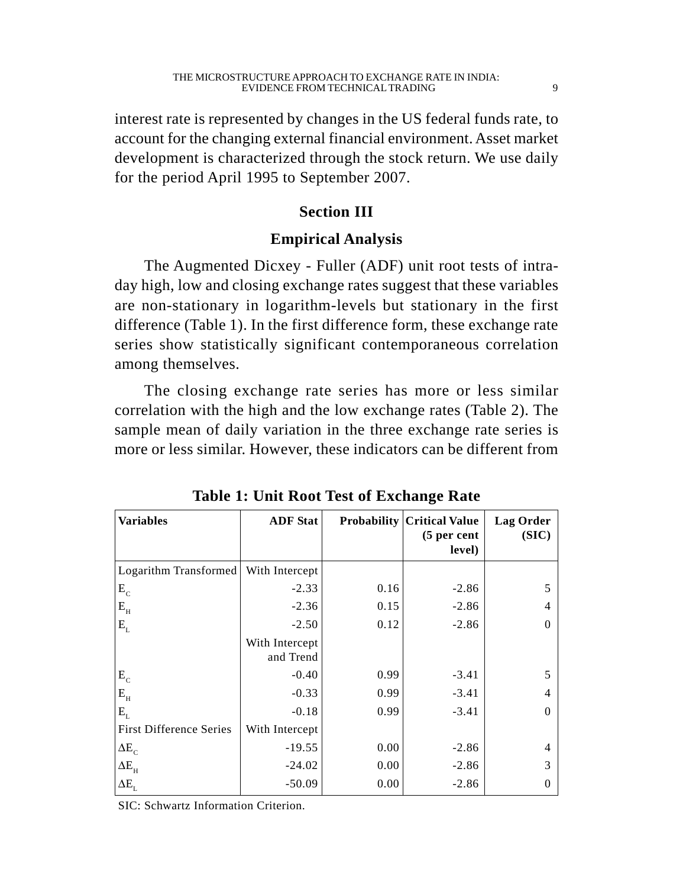interest rate is represented by changes in the US federal funds rate, to account for the changing external financial environment. Asset market development is characterized through the stock return. We use daily for the period April 1995 to September 2007.

## Section III

## Empirical Analysis

The Augmented Dicxey - Fuller (ADF) unit root tests of intra-day high, low and closing exchange rates suggest that these variables are non-stationary in logarithm-levels but stationary in the first difference (Table 1). In the first difference form, these exchange rate series show statistically significant contemporaneous correlation among themselves.

The closing exchange rate series has more or less similar correlation with the high and the low exchange rates (Table 2). The sample mean of daily variation in the three exchange rate series is more or less similar. However, these indicators can be different from

**Table 1: Unit Root Test of Exchange Rate**

| **Variables** | **ADF Stat** | **Probability** | **Critical Value (5 per cent level)** | **Lag Order (SIC)** |
|---|---|---|---|---|
| Logarithm Transformed | With Intercept | | | |
| $E_C$ | -2.33 | 0.16 | -2.86 | 5 |
| $E_H$ | -2.36 | 0.15 | -2.86 | 4 |
| $E_L$ | -2.50 | 0.12 | -2.86 | 0 |
| | With Intercept and Trend | | | |
| $E_C$ | -0.40 | 0.99 | -3.41 | 5 |
| $E_H$ | -0.33 | 0.99 | -3.41 | 4 |
| $E_L$ | -0.18 | 0.99 | -3.41 | 0 |
| First Difference Series | With Intercept | | | |
| $\Delta E_C$ | -19.55 | 0.00 | -2.86 | 4 |
| $\Delta E_H$ | -24.02 | 0.00 | -2.86 | 3 |
| $\Delta E_L$ | -50.09 | 0.00 | -2.86 | 0 |

SIC: Schwartz Information Criterion.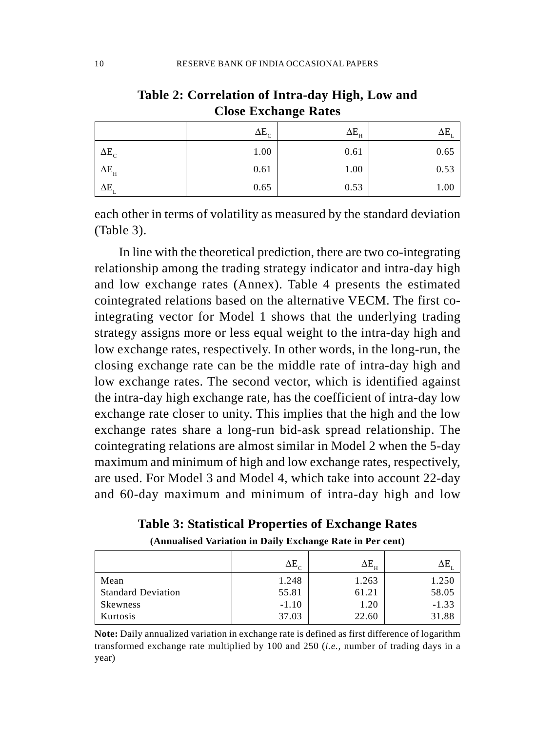**Table 2: Correlation of Intra-day High, Low and Close Exchange Rates**

| | $\Delta E_C$ | $\Delta E_H$ | $\Delta E_L$ |
|---|---|---|---|
| $\Delta E_C$ | 1.00 | 0.61 | 0.65 |
| $\Delta E_H$ | 0.61 | 1.00 | 0.53 |
| $\Delta E_L$ | 0.65 | 0.53 | 1.00 |

each other in terms of volatility as measured by the standard deviation (Table 3).

In line with the theoretical prediction, there are two co-integrating relationship among the trading strategy indicator and intra-day high and low exchange rates (Annex). Table 4 presents the estimated cointegrated relations based on the alternative VECM. The first co-integrating vector for Model 1 shows that the underlying trading strategy assigns more or less equal weight to the intra-day high and low exchange rates, respectively. In other words, in the long-run, the closing exchange rate can be the middle rate of intra-day high and low exchange rates. The second vector, which is identified against the intra-day high exchange rate, has the coefficient of intra-day low exchange rate closer to unity. This implies that the high and the low exchange rates share a long-run bid-ask spread relationship. The cointegrating relations are almost similar in Model 2 when the 5-day maximum and minimum of high and low exchange rates, respectively, are used. For Model 3 and Model 4, which take into account 22-day and 60-day maximum and minimum of intra-day high and low

**Table 3: Statistical Properties of Exchange Rates**

**(Annualised Variation in Daily Exchange Rate in Per cent)**

| | $\Delta E_C$ | $\Delta E_H$ | $\Delta E_L$ |
|---|---|---|---|
| Mean | 1.248 | 1.263 | 1.250 |
| Standard Deviation | 55.81 | 61.21 | 58.05 |
| Skewness | -1.10 | 1.20 | -1.33 |
| Kurtosis | 37.03 | 22.60 | 31.88 |

**Note:** Daily annualized variation in exchange rate is defined as first difference of logarithm transformed exchange rate multiplied by 100 and 250 (*i.e.,* number of trading days in a year)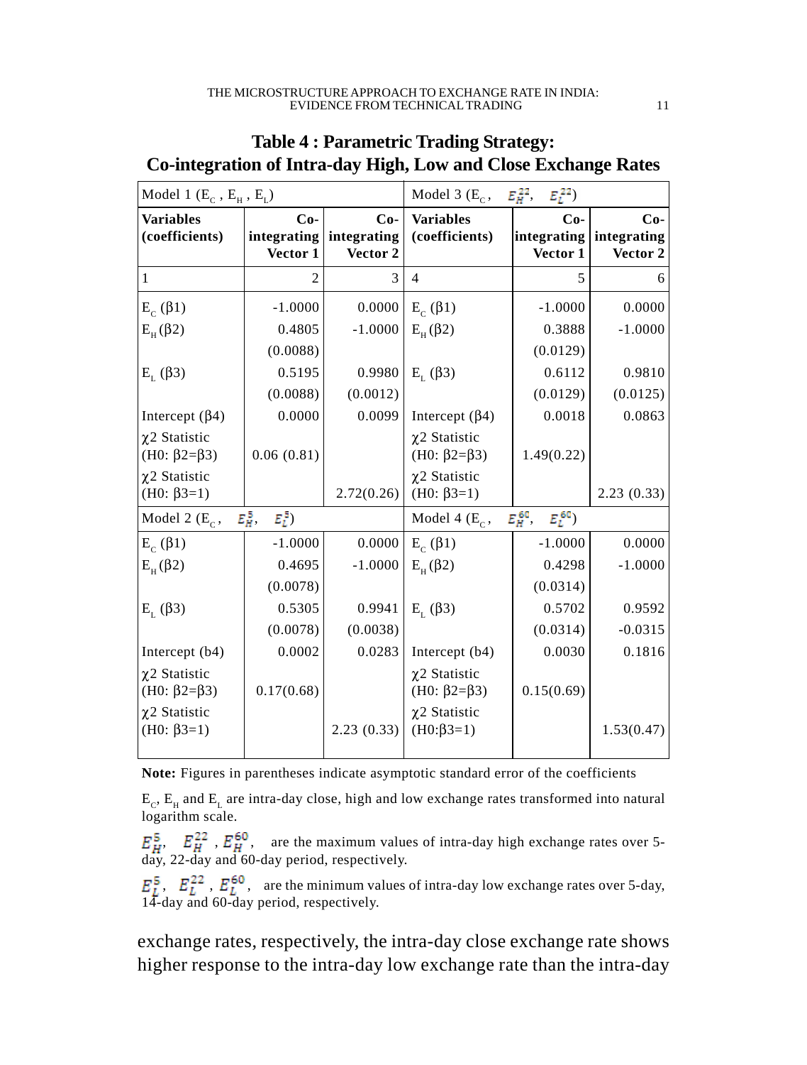## Table 4 : Parametric Trading Strategy: Co-integration of Intra-day High, Low and Close Exchange Rates

| Model 1 ($E_C$ , $E_H$ , $E_L$) | | | Model 3 ($E_C$, $E_H^{22}$, $E_L^{22}$) | | |
|---|---|---|---|---|---|
| **Variables (coefficients)** | **Co-integrating Vector 1** | **Co-integrating Vector 2** | **Variables (coefficients)** | **Co-integrating Vector 1** | **Co-integrating Vector 2** |
| 1 | 2 | 3 | 4 | 5 | 6 |
| $E_C$ (β1) | -1.0000 | 0.0000 | $E_C$ (β1) | -1.0000 | 0.0000 |
| $E_H$ (β2) | 0.4805 | -1.0000 | $E_H$ (β2) | 0.3888 | -1.0000 |
| | (0.0088) | | | (0.0129) | |
| $E_L$ (β3) | 0.5195 | 0.9980 | $E_L$ (β3) | 0.6112 | 0.9810 |
| | (0.0088) | (0.0012) | | (0.0129) | (0.0125) |
| Intercept (β4) | 0.0000 | 0.0099 | Intercept (β4) | 0.0018 | 0.0863 |
| χ2 Statistic (H0: β2=β3) | 0.06 (0.81) | | χ2 Statistic (H0: β2=β3) | 1.49(0.22) | |
| χ2 Statistic (H0: β3=1) | | 2.72(0.26) | χ2 Statistic (H0: β3=1) | | 2.23 (0.33) |
| Model 2 ($E_C$, $E_H^{5}$, $E_L^{5}$) | | | Model 4 ($E_C$, $E_H^{60}$, $E_L^{60}$) | | |
| $E_C$ (β1) | -1.0000 | 0.0000 | $E_C$ (β1) | -1.0000 | 0.0000 |
| $E_H$ (β2) | 0.4695 | -1.0000 | $E_H$ (β2) | 0.4298 | -1.0000 |
| | (0.0078) | | | (0.0314) | |
| $E_L$ (β3) | 0.5305 | 0.9941 | $E_L$ (β3) | 0.5702 | 0.9592 |
| | (0.0078) | (0.0038) | | (0.0314) | -0.0315 |
| Intercept (b4) | 0.0002 | 0.0283 | Intercept (b4) | 0.0030 | 0.1816 |
| χ2 Statistic (H0: β2=β3) | 0.17(0.68) | | χ2 Statistic (H0: β2=β3) | 0.15(0.69) | |
| χ2 Statistic (H0: β3=1) | | 2.23 (0.33) | χ2 Statistic (H0:β3=1) | | 1.53(0.47) |

**Note:** Figures in parentheses indicate asymptotic standard error of the coefficients

$E_C$, $E_H$ and $E_L$ are intra-day close, high and low exchange rates transformed into natural logarithm scale.

$E_H^{5}$, $E_H^{22}$, $E_H^{60}$, are the maximum values of intra-day high exchange rates over 5-day, 22-day and 60-day period, respectively.

$E_L^{5}$, $E_L^{22}$, $E_L^{60}$, are the minimum values of intra-day low exchange rates over 5-day, 14-day and 60-day period, respectively.

exchange rates, respectively, the intra-day close exchange rate shows higher response to the intra-day low exchange rate than the intra-day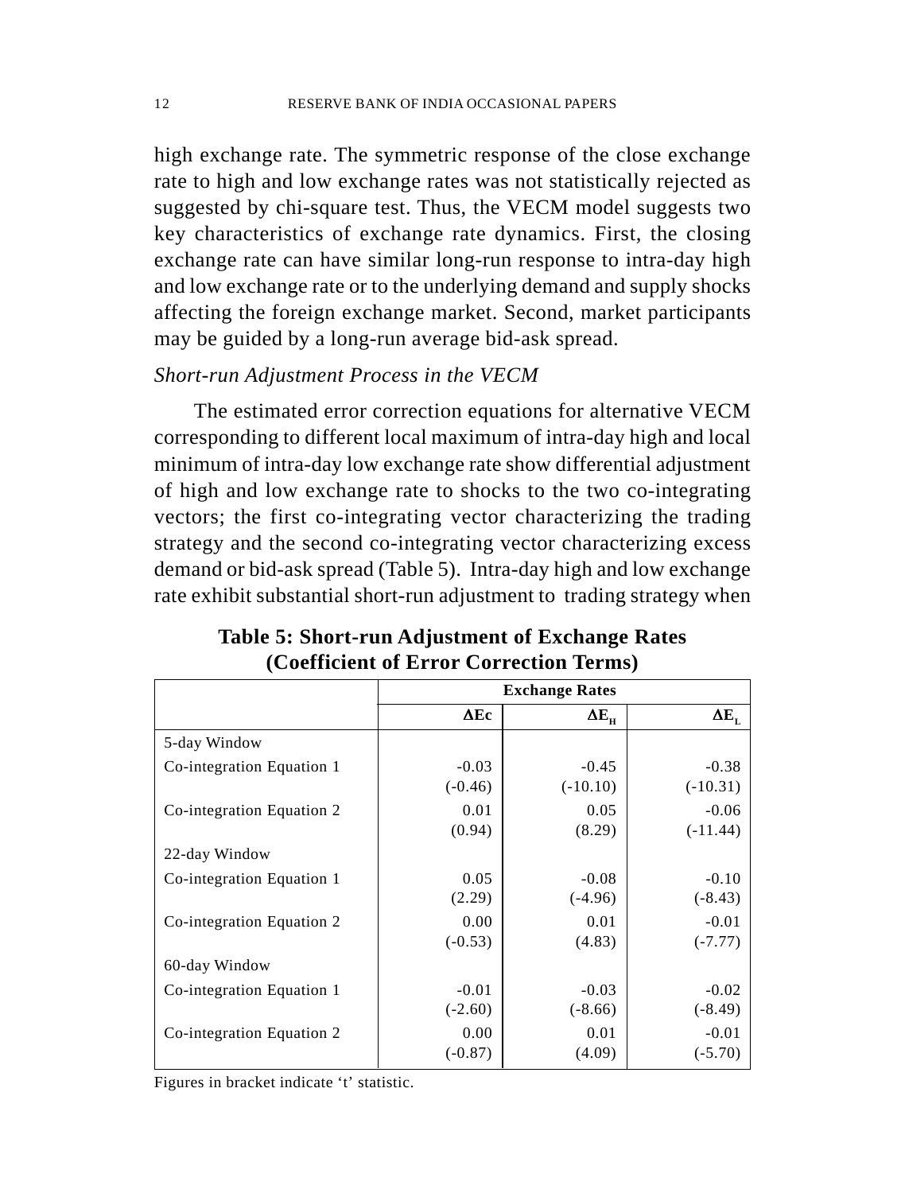high exchange rate. The symmetric response of the close exchange rate to high and low exchange rates was not statistically rejected as suggested by chi-square test. Thus, the VECM model suggests two key characteristics of exchange rate dynamics. First, the closing exchange rate can have similar long-run response to intra-day high and low exchange rate or to the underlying demand and supply shocks affecting the foreign exchange market. Second, market participants may be guided by a long-run average bid-ask spread.

*Short-run Adjustment Process in the VECM*

The estimated error correction equations for alternative VECM corresponding to different local maximum of intra-day high and local minimum of intra-day low exchange rate show differential adjustment of high and low exchange rate to shocks to the two co-integrating vectors; the first co-integrating vector characterizing the trading strategy and the second co-integrating vector characterizing excess demand or bid-ask spread (Table 5). Intra-day high and low exchange rate exhibit substantial short-run adjustment to trading strategy when

**Table 5: Short-run Adjustment of Exchange Rates (Coefficient of Error Correction Terms)**

| | Exchange Rates | | |
|---|---|---|---|
| | $\Delta E_c$ | $\Delta E_H$ | $\Delta E_L$ |
| 5-day Window | | | |
| Co-integration Equation 1 | -0.03<br>(-0.46) | -0.45<br>(-10.10) | -0.38<br>(-10.31) |
| Co-integration Equation 2 | 0.01<br>(0.94) | 0.05<br>(8.29) | -0.06<br>(-11.44) |
| 22-day Window | | | |
| Co-integration Equation 1 | 0.05<br>(2.29) | -0.08<br>(-4.96) | -0.10<br>(-8.43) |
| Co-integration Equation 2 | 0.00<br>(-0.53) | 0.01<br>(4.83) | -0.01<br>(-7.77) |
| 60-day Window | | | |
| Co-integration Equation 1 | -0.01<br>(-2.60) | -0.03<br>(-8.66) | -0.02<br>(-8.49) |
| Co-integration Equation 2 | 0.00<br>(-0.87) | 0.01<br>(4.09) | -0.01<br>(-5.70) |

Figures in bracket indicate 't' statistic.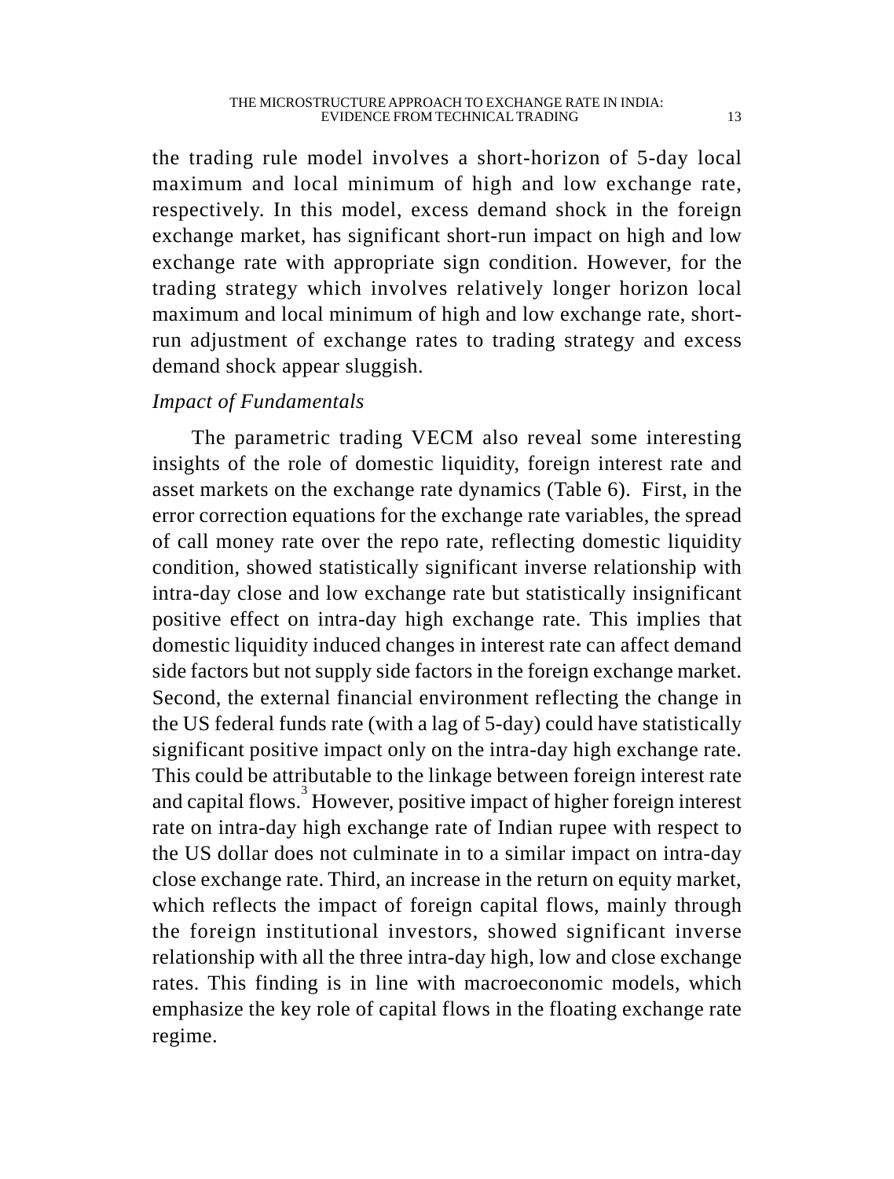the trading rule model involves a short-horizon of 5-day local maximum and local minimum of high and low exchange rate, respectively. In this model, excess demand shock in the foreign exchange market, has significant short-run impact on high and low exchange rate with appropriate sign condition. However, for the trading strategy which involves relatively longer horizon local maximum and local minimum of high and low exchange rate, short-run adjustment of exchange rates to trading strategy and excess demand shock appear sluggish.

*Impact of Fundamentals*

The parametric trading VECM also reveal some interesting insights of the role of domestic liquidity, foreign interest rate and asset markets on the exchange rate dynamics (Table 6). First, in the error correction equations for the exchange rate variables, the spread of call money rate over the repo rate, reflecting domestic liquidity condition, showed statistically significant inverse relationship with intra-day close and low exchange rate but statistically insignificant positive effect on intra-day high exchange rate. This implies that domestic liquidity induced changes in interest rate can affect demand side factors but not supply side factors in the foreign exchange market. Second, the external financial environment reflecting the change in the US federal funds rate (with a lag of 5-day) could have statistically significant positive impact only on the intra-day high exchange rate. This could be attributable to the linkage between foreign interest rate and capital flows.[3] However, positive impact of higher foreign interest rate on intra-day high exchange rate of Indian rupee with respect to the US dollar does not culminate in to a similar impact on intra-day close exchange rate. Third, an increase in the return on equity market, which reflects the impact of foreign capital flows, mainly through the foreign institutional investors, showed significant inverse relationship with all the three intra-day high, low and close exchange rates. This finding is in line with macroeconomic models, which emphasize the key role of capital flows in the floating exchange rate regime.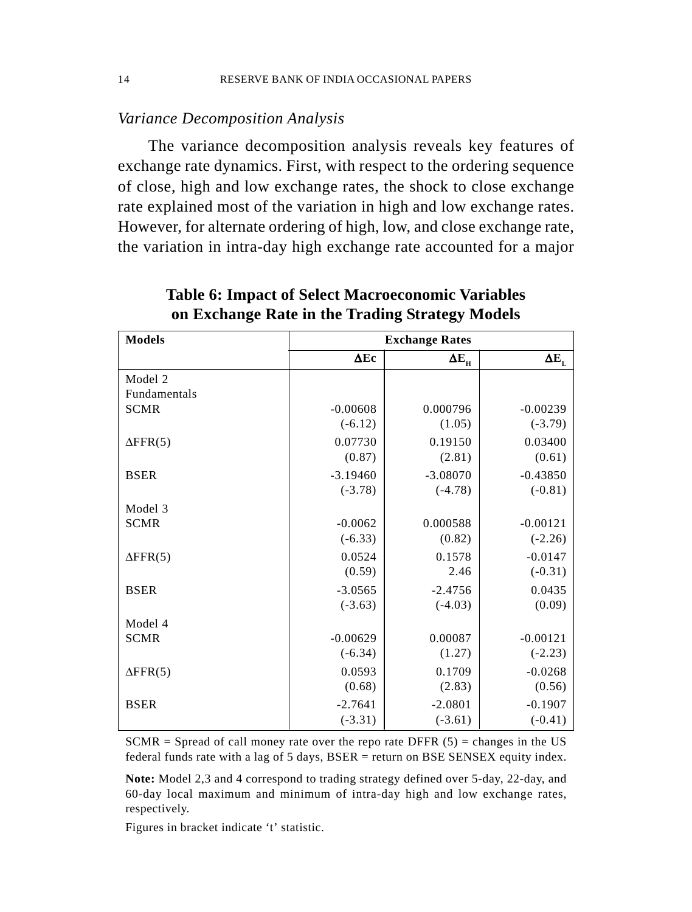*Variance Decomposition Analysis*

The variance decomposition analysis reveals key features of exchange rate dynamics. First, with respect to the ordering sequence of close, high and low exchange rates, the shock to close exchange rate explained most of the variation in high and low exchange rates. However, for alternate ordering of high, low, and close exchange rate, the variation in intra-day high exchange rate accounted for a major

**Table 6: Impact of Select Macroeconomic Variables on Exchange Rate in the Trading Strategy Models**

| Models | Exchange Rates | | |
|---|---|---|---|
| | $\Delta Ec$ | $\Delta E_H$ | $\Delta E_L$ |
| Model 2 | | | |
| Fundamentals | | | |
| SCMR | -0.00608 | 0.000796 | -0.00239 |
| | (-6.12) | (1.05) | (-3.79) |
| $\Delta$FFR(5) | 0.07730 | 0.19150 | 0.03400 |
| | (0.87) | (2.81) | (0.61) |
| BSER | -3.19460 | -3.08070 | -0.43850 |
| | (-3.78) | (-4.78) | (-0.81) |
| Model 3 | | | |
| SCMR | -0.0062 | 0.000588 | -0.00121 |
| | (-6.33) | (0.82) | (-2.26) |
| $\Delta$FFR(5) | 0.0524 | 0.1578 | -0.0147 |
| | (0.59) | 2.46 | (-0.31) |
| BSER | -3.0565 | -2.4756 | 0.0435 |
| | (-3.63) | (-4.03) | (0.09) |
| Model 4 | | | |
| SCMR | -0.00629 | 0.00087 | -0.00121 |
| | (-6.34) | (1.27) | (-2.23) |
| $\Delta$FFR(5) | 0.0593 | 0.1709 | -0.0268 |
| | (0.68) | (2.83) | (0.56) |
| BSER | -2.7641 | -2.0801 | -0.1907 |
| | (-3.31) | (-3.61) | (-0.41) |

SCMR = Spread of call money rate over the repo rate DFFR (5) = changes in the US federal funds rate with a lag of 5 days, BSER = return on BSE SENSEX equity index.

**Note:** Model 2,3 and 4 correspond to trading strategy defined over 5-day, 22-day, and 60-day local maximum and minimum of intra-day high and low exchange rates, respectively.

Figures in bracket indicate 't' statistic.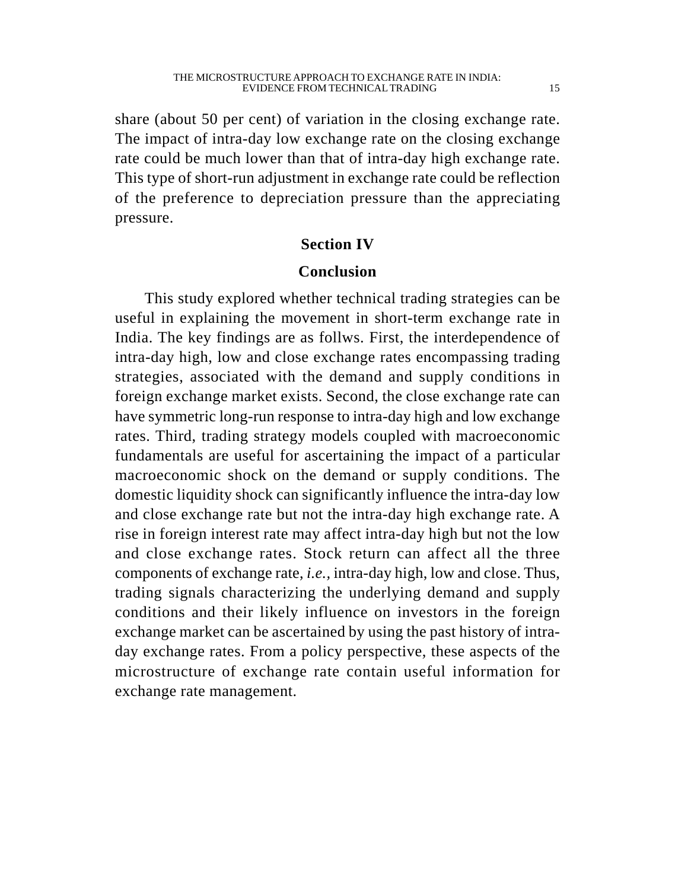share (about 50 per cent) of variation in the closing exchange rate. The impact of intra-day low exchange rate on the closing exchange rate could be much lower than that of intra-day high exchange rate. This type of short-run adjustment in exchange rate could be reflection of the preference to depreciation pressure than the appreciating pressure.

## Section IV

## Conclusion

This study explored whether technical trading strategies can be useful in explaining the movement in short-term exchange rate in India. The key findings are as follws. First, the interdependence of intra-day high, low and close exchange rates encompassing trading strategies, associated with the demand and supply conditions in foreign exchange market exists. Second, the close exchange rate can have symmetric long-run response to intra-day high and low exchange rates. Third, trading strategy models coupled with macroeconomic fundamentals are useful for ascertaining the impact of a particular macroeconomic shock on the demand or supply conditions. The domestic liquidity shock can significantly influence the intra-day low and close exchange rate but not the intra-day high exchange rate. A rise in foreign interest rate may affect intra-day high but not the low and close exchange rates. Stock return can affect all the three components of exchange rate, *i.e.,* intra-day high, low and close. Thus, trading signals characterizing the underlying demand and supply conditions and their likely influence on investors in the foreign exchange market can be ascertained by using the past history of intra-day exchange rates. From a policy perspective, these aspects of the microstructure of exchange rate contain useful information for exchange rate management.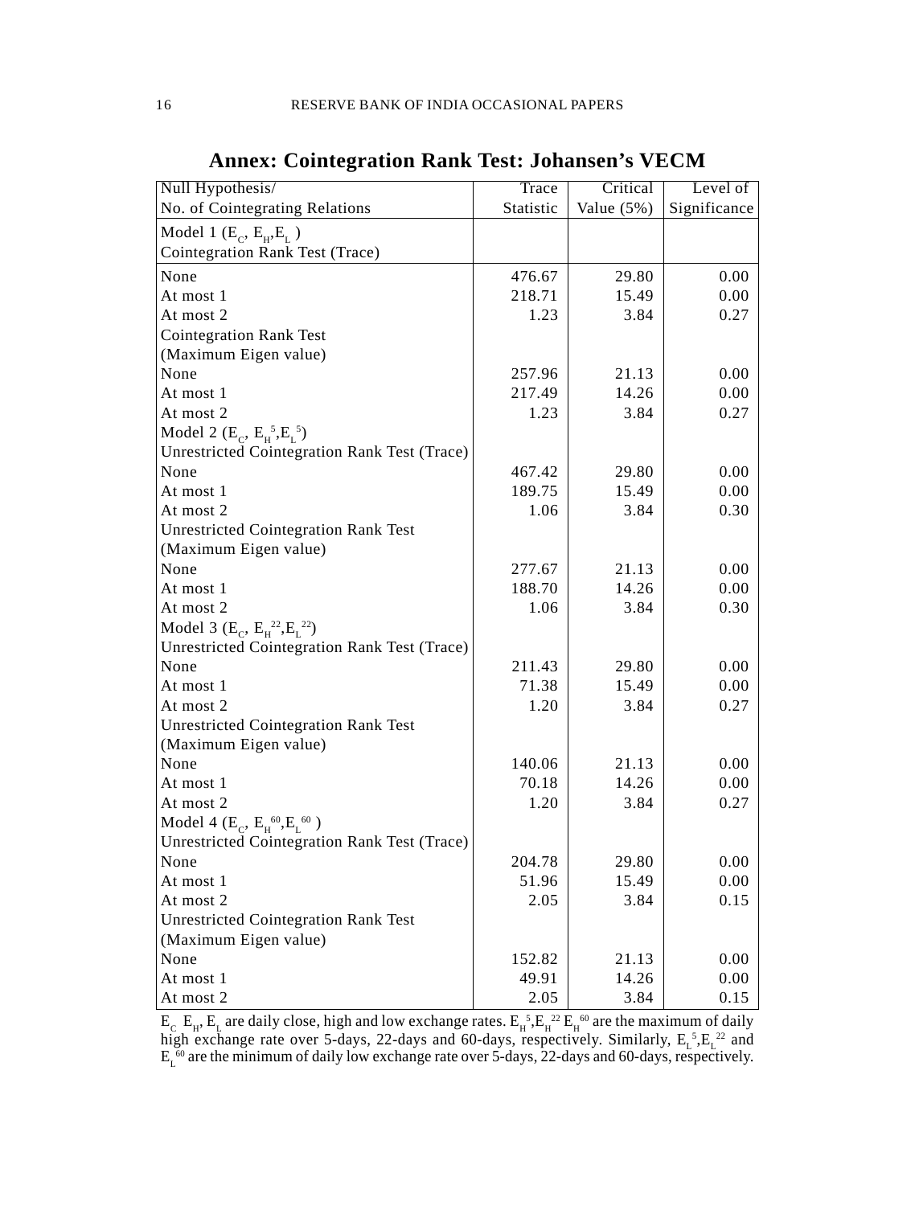## Annex: Cointegration Rank Test: Johansen's VECM

| Null Hypothesis/ No. of Cointegrating Relations | Trace Statistic | Critical Value (5%) | Level of Significance |
|---|---|---|---|
| Model 1 ($E_C$, $E_H$, $E_L$) Cointegration Rank Test (Trace) | | | |
| None | 476.67 | 29.80 | 0.00 |
| At most 1 | 218.71 | 15.49 | 0.00 |
| At most 2 | 1.23 | 3.84 | 0.27 |
| Cointegration Rank Test (Maximum Eigen value) | | | |
| None | 257.96 | 21.13 | 0.00 |
| At most 1 | 217.49 | 14.26 | 0.00 |
| At most 2 | 1.23 | 3.84 | 0.27 |
| Model 2 ($E_C$, $E_H^5$, $E_L^5$) | | | |
| Unrestricted Cointegration Rank Test (Trace) | | | |
| None | 467.42 | 29.80 | 0.00 |
| At most 1 | 189.75 | 15.49 | 0.00 |
| At most 2 | 1.06 | 3.84 | 0.30 |
| Unrestricted Cointegration Rank Test (Maximum Eigen value) | | | |
| None | 277.67 | 21.13 | 0.00 |
| At most 1 | 188.70 | 14.26 | 0.00 |
| At most 2 | 1.06 | 3.84 | 0.30 |
| Model 3 ($E_C$, $E_H^{22}$, $E_L^{22}$) | | | |
| Unrestricted Cointegration Rank Test (Trace) | | | |
| None | 211.43 | 29.80 | 0.00 |
| At most 1 | 71.38 | 15.49 | 0.00 |
| At most 2 | 1.20 | 3.84 | 0.27 |
| Unrestricted Cointegration Rank Test (Maximum Eigen value) | | | |
| None | 140.06 | 21.13 | 0.00 |
| At most 1 | 70.18 | 14.26 | 0.00 |
| At most 2 | 1.20 | 3.84 | 0.27 |
| Model 4 ($E_C$, $E_H^{60}$, $E_L^{60}$) | | | |
| Unrestricted Cointegration Rank Test (Trace) | | | |
| None | 204.78 | 29.80 | 0.00 |
| At most 1 | 51.96 | 15.49 | 0.00 |
| At most 2 | 2.05 | 3.84 | 0.15 |
| Unrestricted Cointegration Rank Test (Maximum Eigen value) | | | |
| None | 152.82 | 21.13 | 0.00 |
| At most 1 | 49.91 | 14.26 | 0.00 |
| At most 2 | 2.05 | 3.84 | 0.15 |

$E_C$ $E_H$, $E_L$ are daily close, high and low exchange rates. $E_H^5$, $E_H^{22}$ $E_H^{60}$ are the maximum of daily high exchange rate over 5-days, 22-days and 60-days, respectively. Similarly, $E_L^5$, $E_L^{22}$ and $E_L^{60}$ are the minimum of daily low exchange rate over 5-days, 22-days and 60-days, respectively.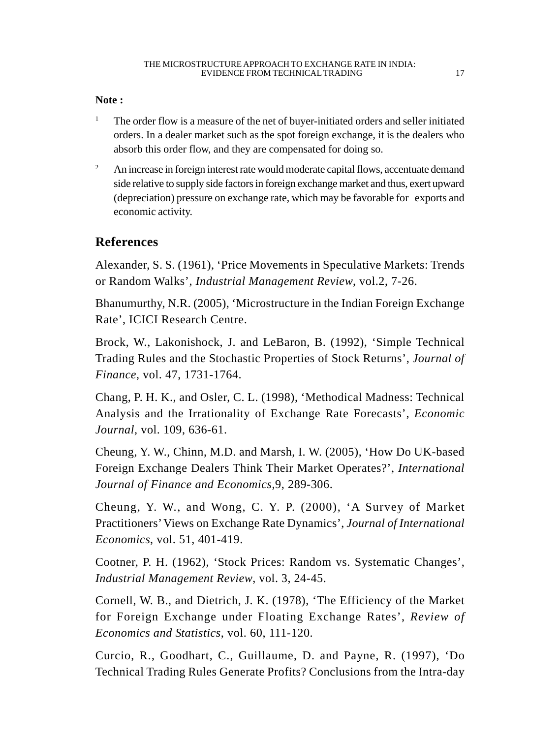**Note :**

[1] The order flow is a measure of the net of buyer-initiated orders and seller initiated orders. In a dealer market such as the spot foreign exchange, it is the dealers who absorb this order flow, and they are compensated for doing so.

[2] An increase in foreign interest rate would moderate capital flows, accentuate demand side relative to supply side factors in foreign exchange market and thus, exert upward (depreciation) pressure on exchange rate, which may be favorable for exports and economic activity.

## References

Alexander, S. S. (1961), 'Price Movements in Speculative Markets: Trends or Random Walks', *Industrial Management Review*, vol.2, 7-26.

Bhanumurthy, N.R. (2005), 'Microstructure in the Indian Foreign Exchange Rate', ICICI Research Centre.

Brock, W., Lakonishock, J. and LeBaron, B. (1992), 'Simple Technical Trading Rules and the Stochastic Properties of Stock Returns', *Journal of Finance*, vol. 47, 1731-1764.

Chang, P. H. K., and Osler, C. L. (1998), 'Methodical Madness: Technical Analysis and the Irrationality of Exchange Rate Forecasts', *Economic Journal*, vol. 109, 636-61.

Cheung, Y. W., Chinn, M.D. and Marsh, I. W. (2005), 'How Do UK-based Foreign Exchange Dealers Think Their Market Operates?', *International Journal of Finance and Economics*,9, 289-306.

Cheung, Y. W., and Wong, C. Y. P. (2000), 'A Survey of Market Practitioners' Views on Exchange Rate Dynamics', *Journal of International Economics*, vol. 51, 401-419.

Cootner, P. H. (1962), 'Stock Prices: Random vs. Systematic Changes', *Industrial Management Review*, vol. 3, 24-45.

Cornell, W. B., and Dietrich, J. K. (1978), 'The Efficiency of the Market for Foreign Exchange under Floating Exchange Rates', *Review of Economics and Statistics*, vol. 60, 111-120.

Curcio, R., Goodhart, C., Guillaume, D. and Payne, R. (1997), 'Do Technical Trading Rules Generate Profits? Conclusions from the Intra-day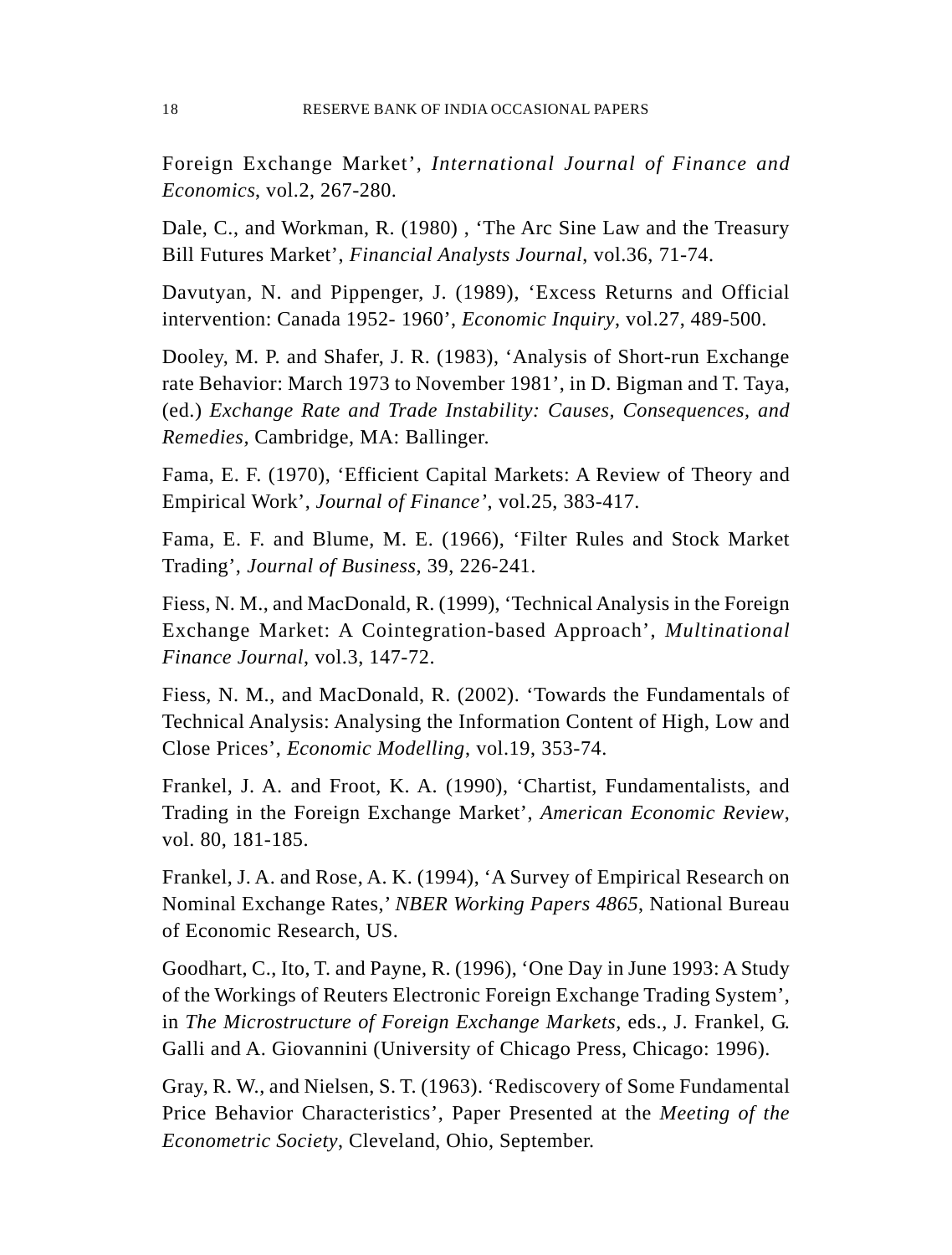Foreign Exchange Market', *International Journal of Finance and Economics*, vol.2, 267-280.

Dale, C., and Workman, R. (1980) , 'The Arc Sine Law and the Treasury Bill Futures Market', *Financial Analysts Journal*, vol.36, 71-74.

Davutyan, N. and Pippenger, J. (1989), 'Excess Returns and Official intervention: Canada 1952- 1960', *Economic Inquiry*, vol.27, 489-500.

Dooley, M. P. and Shafer, J. R. (1983), 'Analysis of Short-run Exchange rate Behavior: March 1973 to November 1981', in D. Bigman and T. Taya, (ed.) *Exchange Rate and Trade Instability: Causes, Consequences, and Remedies,* Cambridge, MA: Ballinger.

Fama, E. F. (1970), 'Efficient Capital Markets: A Review of Theory and Empirical Work', *Journal of Finance'*, vol.25, 383-417.

Fama, E. F. and Blume, M. E. (1966), 'Filter Rules and Stock Market Trading', *Journal of Business*, 39, 226-241.

Fiess, N. M., and MacDonald, R. (1999), 'Technical Analysis in the Foreign Exchange Market: A Cointegration-based Approach', *Multinational Finance Journal*, vol.3, 147-72.

Fiess, N. M., and MacDonald, R. (2002). 'Towards the Fundamentals of Technical Analysis: Analysing the Information Content of High, Low and Close Prices', *Economic Modelling*, vol.19, 353-74.

Frankel, J. A. and Froot, K. A. (1990), 'Chartist, Fundamentalists, and Trading in the Foreign Exchange Market', *American Economic Review*, vol. 80, 181-185.

Frankel, J. A. and Rose, A. K. (1994), 'A Survey of Empirical Research on Nominal Exchange Rates,' *NBER Working Papers 4865*, National Bureau of Economic Research, US.

Goodhart, C., Ito, T. and Payne, R. (1996), 'One Day in June 1993: A Study of the Workings of Reuters Electronic Foreign Exchange Trading System', in *The Microstructure of Foreign Exchange Markets*, eds., J. Frankel, G. Galli and A. Giovannini (University of Chicago Press, Chicago: 1996).

Gray, R. W., and Nielsen, S. T. (1963). 'Rediscovery of Some Fundamental Price Behavior Characteristics', Paper Presented at the *Meeting of the Econometric Society*, Cleveland, Ohio, September.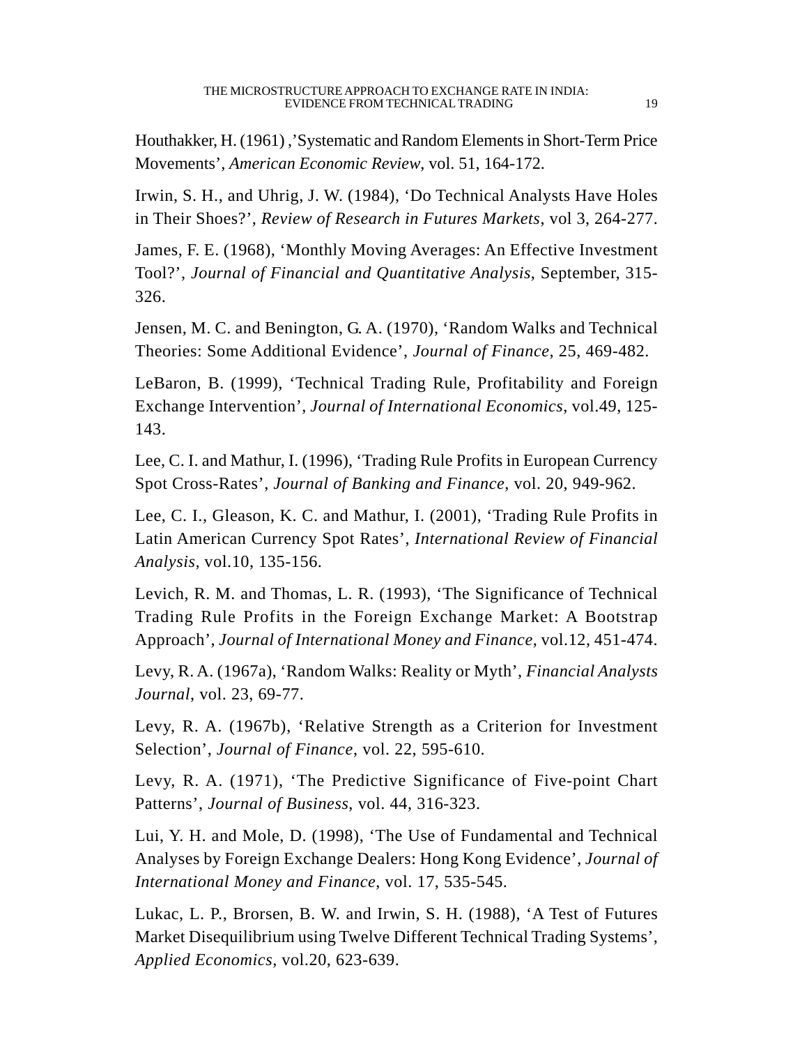Houthakker, H. (1961) ,'Systematic and Random Elements in Short-Term Price Movements', *American Economic Review*, vol. 51, 164-172.

Irwin, S. H., and Uhrig, J. W. (1984), 'Do Technical Analysts Have Holes in Their Shoes?', *Review of Research in Futures Markets*, vol 3, 264-277.

James, F. E. (1968), 'Monthly Moving Averages: An Effective Investment Tool?', *Journal of Financial and Quantitative Analysis*, September, 315-326.

Jensen, M. C. and Benington, G. A. (1970), 'Random Walks and Technical Theories: Some Additional Evidence', *Journal of Finance*, 25, 469-482.

LeBaron, B. (1999), 'Technical Trading Rule, Profitability and Foreign Exchange Intervention', *Journal of International Economics*, vol.49, 125-143.

Lee, C. I. and Mathur, I. (1996), 'Trading Rule Profits in European Currency Spot Cross-Rates', *Journal of Banking and Finance*, vol. 20, 949-962.

Lee, C. I., Gleason, K. C. and Mathur, I. (2001), 'Trading Rule Profits in Latin American Currency Spot Rates', *International Review of Financial Analysis,* vol.10, 135-156.

Levich, R. M. and Thomas, L. R. (1993), 'The Significance of Technical Trading Rule Profits in the Foreign Exchange Market: A Bootstrap Approach', *Journal of International Money and Finance*, vol.12, 451-474.

Levy, R. A. (1967a), 'Random Walks: Reality or Myth', *Financial Analysts Journal*, vol. 23, 69-77.

Levy, R. A. (1967b), 'Relative Strength as a Criterion for Investment Selection', *Journal of Finance*, vol. 22, 595-610.

Levy, R. A. (1971), 'The Predictive Significance of Five-point Chart Patterns', *Journal of Business*, vol. 44, 316-323.

Lui, Y. H. and Mole, D. (1998), 'The Use of Fundamental and Technical Analyses by Foreign Exchange Dealers: Hong Kong Evidence', *Journal of International Money and Finance*, vol. 17, 535-545.

Lukac, L. P., Brorsen, B. W. and Irwin, S. H. (1988), 'A Test of Futures Market Disequilibrium using Twelve Different Technical Trading Systems', *Applied Economics*, vol.20, 623-639.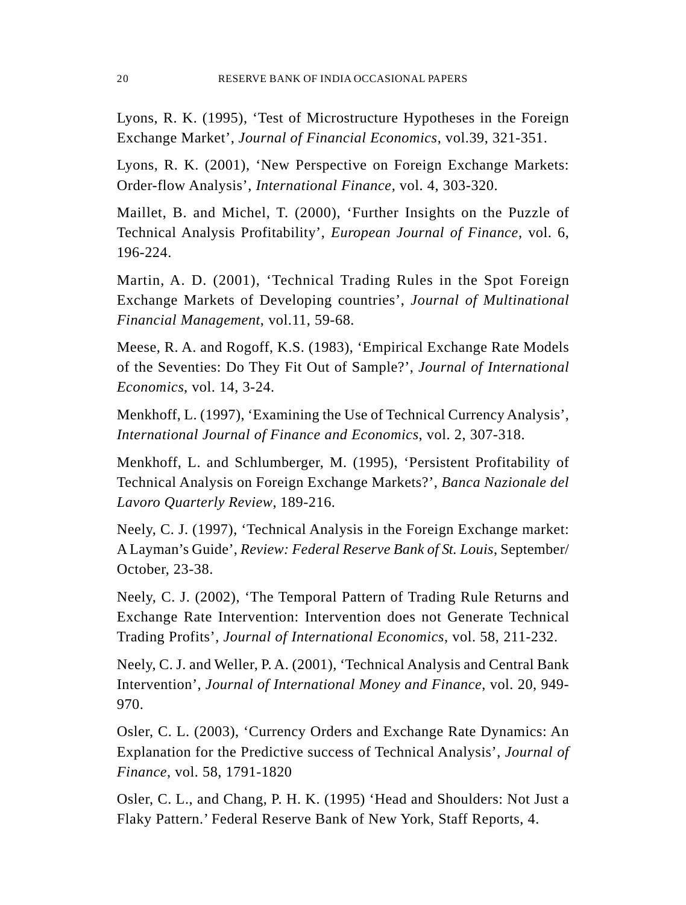Lyons, R. K. (1995), 'Test of Microstructure Hypotheses in the Foreign Exchange Market', *Journal of Financial Economics*, vol.39, 321-351.

Lyons, R. K. (2001), 'New Perspective on Foreign Exchange Markets: Order-flow Analysis', *International Finance*, vol. 4, 303-320.

Maillet, B. and Michel, T. (2000), 'Further Insights on the Puzzle of Technical Analysis Profitability', *European Journal of Finance*, vol. 6, 196-224.

Martin, A. D. (2001), 'Technical Trading Rules in the Spot Foreign Exchange Markets of Developing countries', *Journal of Multinational Financial Management*, vol.11, 59-68.

Meese, R. A. and Rogoff, K.S. (1983), 'Empirical Exchange Rate Models of the Seventies: Do They Fit Out of Sample?', *Journal of International Economics*, vol. 14, 3-24.

Menkhoff, L. (1997), 'Examining the Use of Technical Currency Analysis', *International Journal of Finance and Economics*, vol. 2, 307-318.

Menkhoff, L. and Schlumberger, M. (1995), 'Persistent Profitability of Technical Analysis on Foreign Exchange Markets?', *Banca Nazionale del Lavoro Quarterly Review*, 189-216.

Neely, C. J. (1997), 'Technical Analysis in the Foreign Exchange market: A Layman's Guide', *Review: Federal Reserve Bank of St. Louis*, September/ October, 23-38.

Neely, C. J. (2002), 'The Temporal Pattern of Trading Rule Returns and Exchange Rate Intervention: Intervention does not Generate Technical Trading Profits', *Journal of International Economics*, vol. 58, 211-232.

Neely, C. J. and Weller, P. A. (2001), 'Technical Analysis and Central Bank Intervention', *Journal of International Money and Finance*, vol. 20, 949-970.

Osler, C. L. (2003), 'Currency Orders and Exchange Rate Dynamics: An Explanation for the Predictive success of Technical Analysis', *Journal of Finance*, vol. 58, 1791-1820

Osler, C. L., and Chang, P. H. K. (1995) 'Head and Shoulders: Not Just a Flaky Pattern.' Federal Reserve Bank of New York, Staff Reports, 4.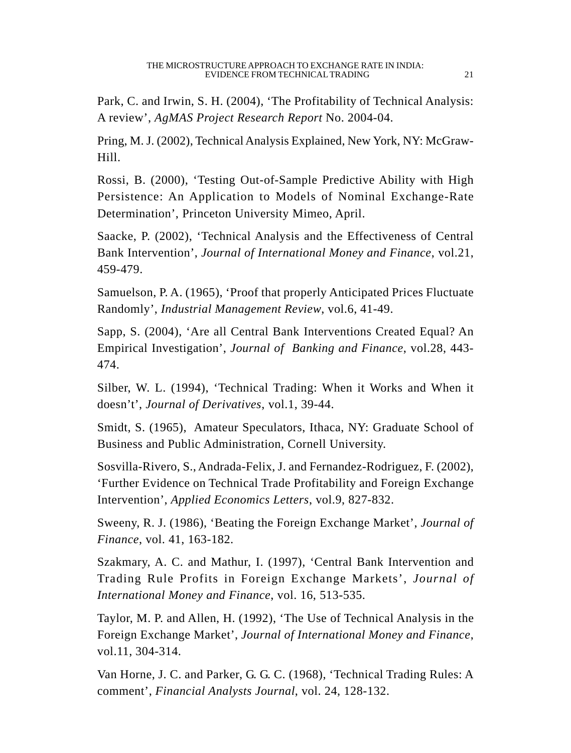Park, C. and Irwin, S. H. (2004), 'The Profitability of Technical Analysis: A review', *AgMAS Project Research Report* No. 2004-04.

Pring, M. J. (2002), Technical Analysis Explained, New York, NY: McGraw-Hill.

Rossi, B. (2000), 'Testing Out-of-Sample Predictive Ability with High Persistence: An Application to Models of Nominal Exchange-Rate Determination', Princeton University Mimeo, April.

Saacke, P. (2002), 'Technical Analysis and the Effectiveness of Central Bank Intervention', *Journal of International Money and Finance*, vol.21, 459-479.

Samuelson, P. A. (1965), 'Proof that properly Anticipated Prices Fluctuate Randomly', *Industrial Management Review*, vol.6, 41-49.

Sapp, S. (2004), 'Are all Central Bank Interventions Created Equal? An Empirical Investigation', *Journal of Banking and Finance*, vol.28, 443-474.

Silber, W. L. (1994), 'Technical Trading: When it Works and When it doesn't', *Journal of Derivatives*, vol.1, 39-44.

Smidt, S. (1965), Amateur Speculators, Ithaca, NY: Graduate School of Business and Public Administration, Cornell University.

Sosvilla-Rivero, S., Andrada-Felix, J. and Fernandez-Rodriguez, F. (2002), 'Further Evidence on Technical Trade Profitability and Foreign Exchange Intervention', *Applied Economics Letters*, vol.9, 827-832.

Sweeny, R. J. (1986), 'Beating the Foreign Exchange Market', *Journal of Finance*, vol. 41, 163-182.

Szakmary, A. C. and Mathur, I. (1997), 'Central Bank Intervention and Trading Rule Profits in Foreign Exchange Markets', *Journal of International Money and Finance*, vol. 16, 513-535.

Taylor, M. P. and Allen, H. (1992), 'The Use of Technical Analysis in the Foreign Exchange Market', *Journal of International Money and Finance*, vol.11, 304-314.

Van Horne, J. C. and Parker, G. G. C. (1968), 'Technical Trading Rules: A comment', *Financial Analysts Journal*, vol. 24, 128-132.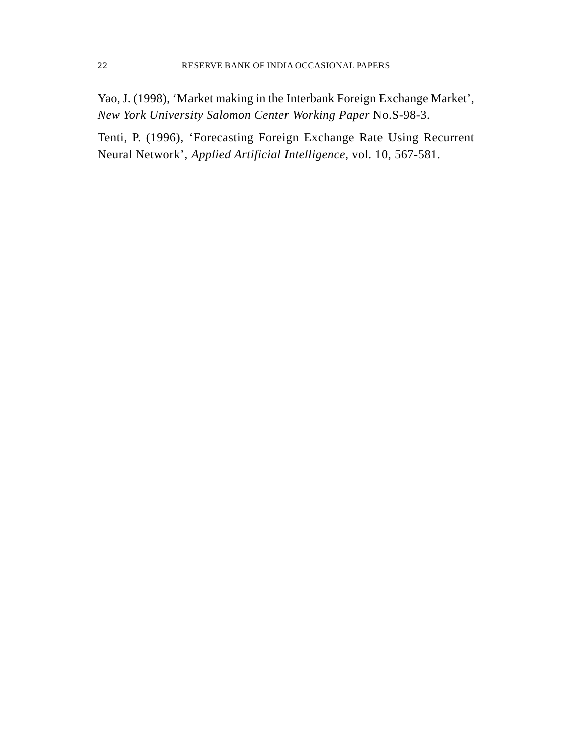Yao, J. (1998), 'Market making in the Interbank Foreign Exchange Market', *New York University Salomon Center Working Paper* No.S-98-3.

Tenti, P. (1996), 'Forecasting Foreign Exchange Rate Using Recurrent Neural Network', *Applied Artificial Intelligence*, vol. 10, 567-581.